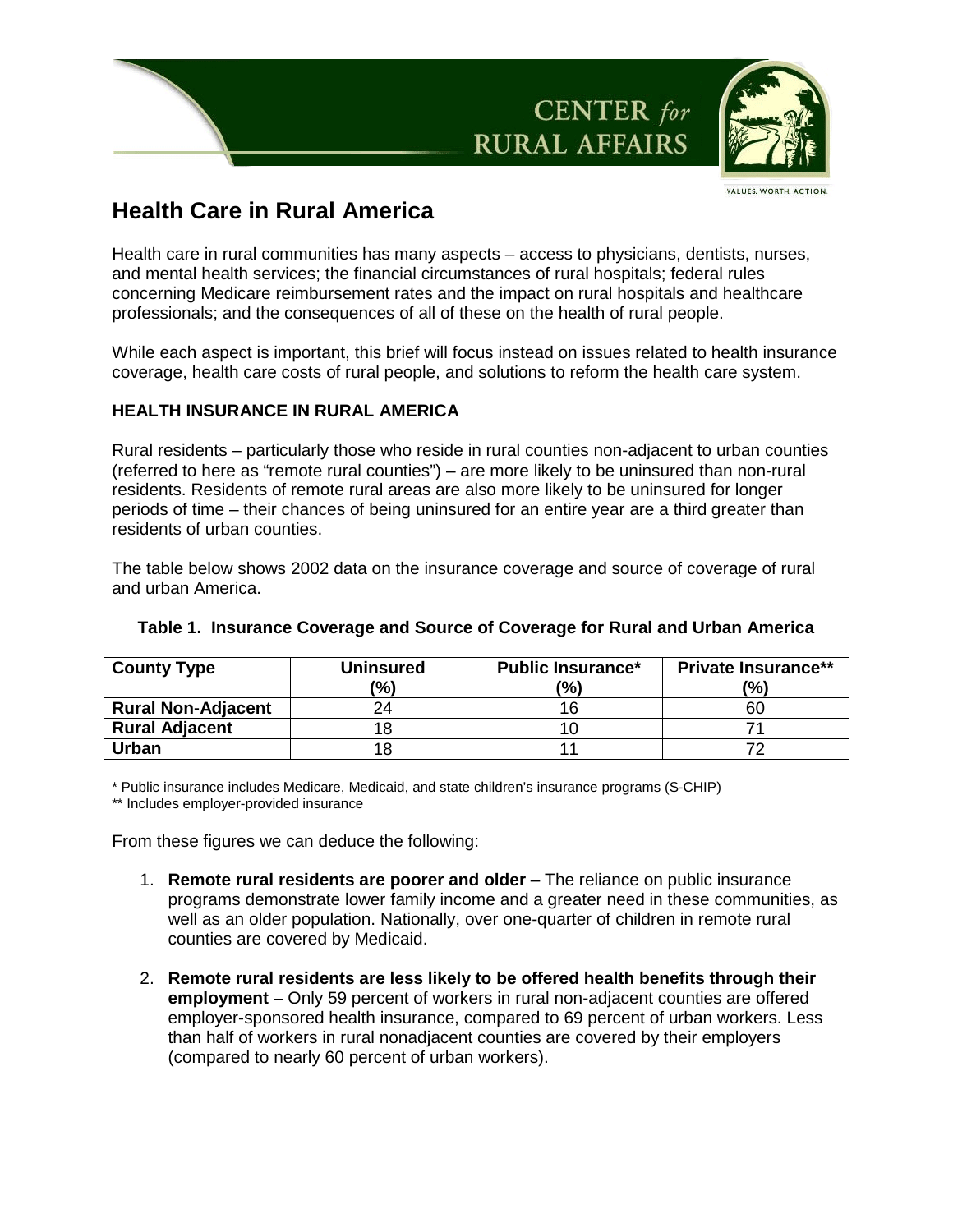# Health Care in Rural America

Health care in rural communities has many aspects – access to physicians, dentists, nurses, and mental health services; the financial circumstances of rural hospitals; federal rules concerning Medicare reimbursement rates and the impact on rural hospitals and healthcare professionals; and the consequences of all of these on the health of rural people.

While each aspect is important, this brief will focus instead on issues related to health insurance coverage, health care costs of rural people, and solutions to reform the health care system.

## HEALTH INSURANCE IN RURAL AMERICA

Rural residents – particularly those who reside in rural counties non-adjacent to urban counties (referred to here as "remote rural counties") – are more likely to be uninsured than non-rural residents. Residents of remote rural areas are also more likely to be uninsured for longer periods of time – their chances of being uninsured for an entire year are a third greater than residents of urban counties.

The table below shows 2002 data on the insurance coverage and source of coverage of rural and urban America.

**Table 1. Insurance Coverage and Source of Coverage for Rural and Urban America**

| County Type | Uninsured (%) | Public Insurance* (%) | Private Insurance** (%) |
|---|---|---|---|
| **Rural Non-Adjacent** | 24 | 16 | 60 |
| **Rural Adjacent** | 18 | 10 | 71 |
| **Urban** | 18 | 11 | 72 |

* Public insurance includes Medicare, Medicaid, and state children's insurance programs (S-CHIP)
** Includes employer-provided insurance

From these figures we can deduce the following:

1. **Remote rural residents are poorer and older** – The reliance on public insurance programs demonstrate lower family income and a greater need in these communities, as well as an older population. Nationally, over one-quarter of children in remote rural counties are covered by Medicaid.

2. **Remote rural residents are less likely to be offered health benefits through their employment** – Only 59 percent of workers in rural non-adjacent counties are offered employer-sponsored health insurance, compared to 69 percent of urban workers. Less than half of workers in rural nonadjacent counties are covered by their employers (compared to nearly 60 percent of urban workers).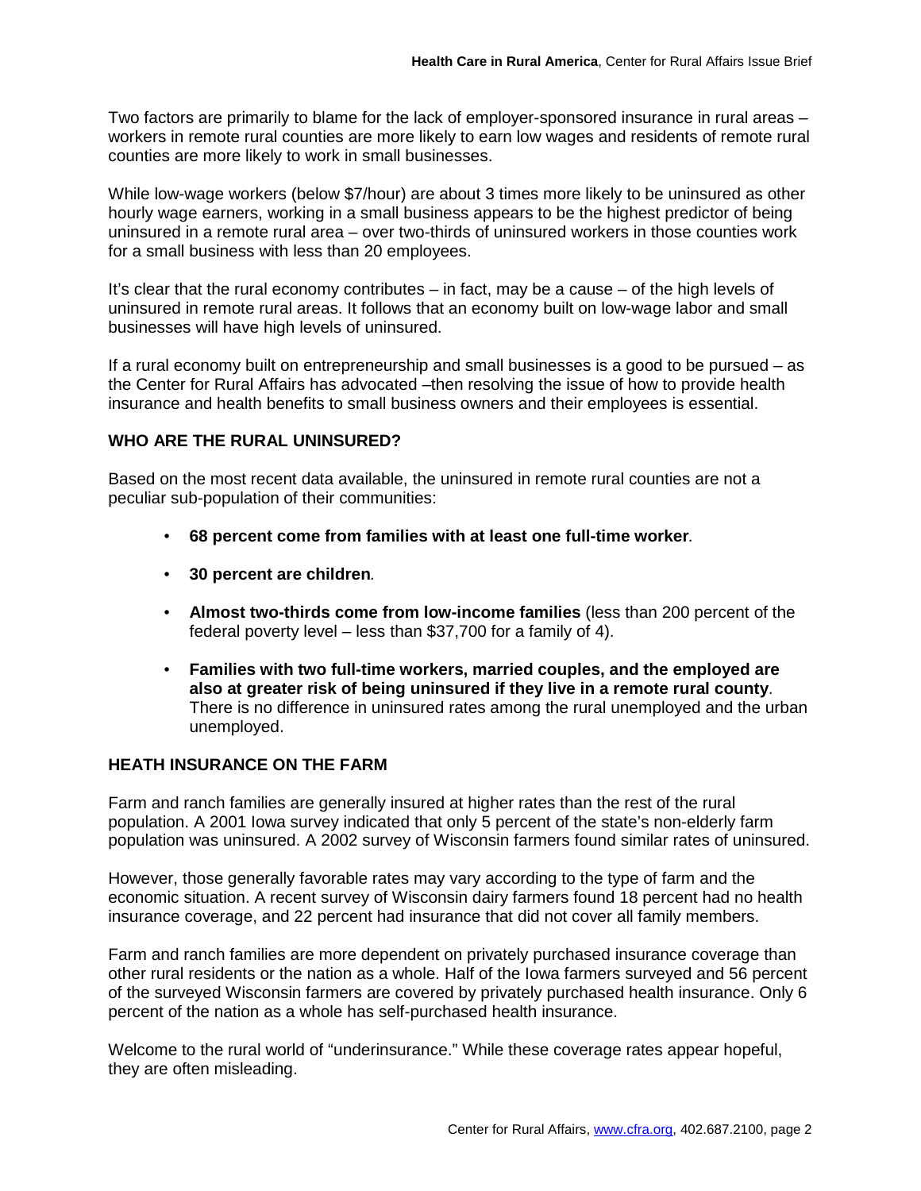Two factors are primarily to blame for the lack of employer-sponsored insurance in rural areas – workers in remote rural counties are more likely to earn low wages and residents of remote rural counties are more likely to work in small businesses.

While low-wage workers (below $7/hour) are about 3 times more likely to be uninsured as other hourly wage earners, working in a small business appears to be the highest predictor of being uninsured in a remote rural area – over two-thirds of uninsured workers in those counties work for a small business with less than 20 employees.

It's clear that the rural economy contributes – in fact, may be a cause – of the high levels of uninsured in remote rural areas. It follows that an economy built on low-wage labor and small businesses will have high levels of uninsured.

If a rural economy built on entrepreneurship and small businesses is a good to be pursued – as the Center for Rural Affairs has advocated –then resolving the issue of how to provide health insurance and health benefits to small business owners and their employees is essential.

## WHO ARE THE RURAL UNINSURED?

Based on the most recent data available, the uninsured in remote rural counties are not a peculiar sub-population of their communities:

- **68 percent come from families with at least one full-time worker***.*
- **30 percent are children***.*
- **Almost two-thirds come from low-income families** (less than 200 percent of the federal poverty level – less than $37,700 for a family of 4).
- **Families with two full-time workers, married couples, and the employed are also at greater risk of being uninsured if they live in a remote rural county**. There is no difference in uninsured rates among the rural unemployed and the urban unemployed.

## HEATH INSURANCE ON THE FARM

Farm and ranch families are generally insured at higher rates than the rest of the rural population. A 2001 Iowa survey indicated that only 5 percent of the state's non-elderly farm population was uninsured. A 2002 survey of Wisconsin farmers found similar rates of uninsured.

However, those generally favorable rates may vary according to the type of farm and the economic situation. A recent survey of Wisconsin dairy farmers found 18 percent had no health insurance coverage, and 22 percent had insurance that did not cover all family members.

Farm and ranch families are more dependent on privately purchased insurance coverage than other rural residents or the nation as a whole. Half of the Iowa farmers surveyed and 56 percent of the surveyed Wisconsin farmers are covered by privately purchased health insurance. Only 6 percent of the nation as a whole has self-purchased health insurance.

Welcome to the rural world of "underinsurance." While these coverage rates appear hopeful, they are often misleading.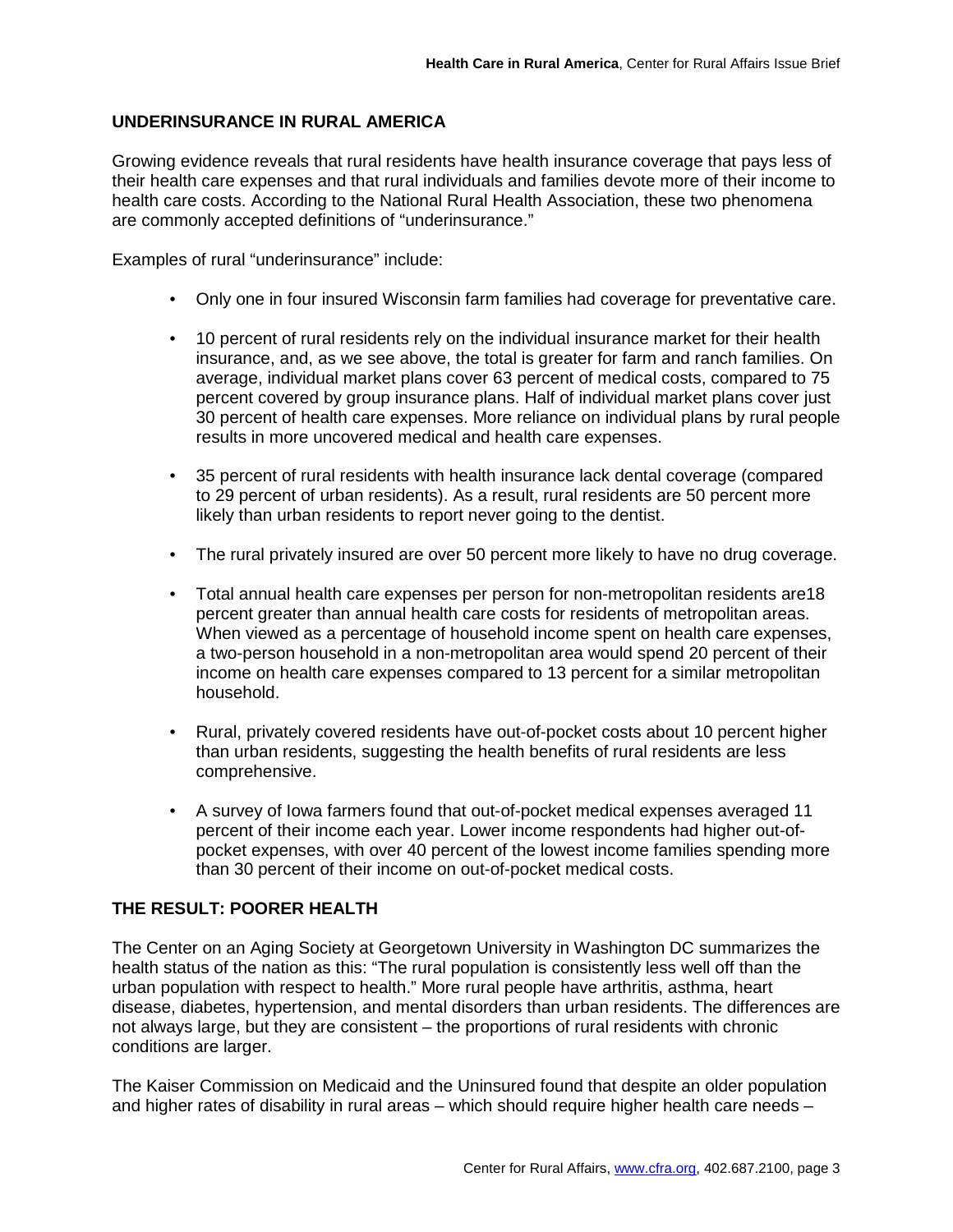## UNDERINSURANCE IN RURAL AMERICA

Growing evidence reveals that rural residents have health insurance coverage that pays less of their health care expenses and that rural individuals and families devote more of their income to health care costs. According to the National Rural Health Association, these two phenomena are commonly accepted definitions of "underinsurance."

Examples of rural "underinsurance" include:

- Only one in four insured Wisconsin farm families had coverage for preventative care.
- 10 percent of rural residents rely on the individual insurance market for their health insurance, and, as we see above, the total is greater for farm and ranch families. On average, individual market plans cover 63 percent of medical costs, compared to 75 percent covered by group insurance plans. Half of individual market plans cover just 30 percent of health care expenses. More reliance on individual plans by rural people results in more uncovered medical and health care expenses.
- 35 percent of rural residents with health insurance lack dental coverage (compared to 29 percent of urban residents). As a result, rural residents are 50 percent more likely than urban residents to report never going to the dentist.
- The rural privately insured are over 50 percent more likely to have no drug coverage.
- Total annual health care expenses per person for non-metropolitan residents are18 percent greater than annual health care costs for residents of metropolitan areas. When viewed as a percentage of household income spent on health care expenses, a two-person household in a non-metropolitan area would spend 20 percent of their income on health care expenses compared to 13 percent for a similar metropolitan household.
- Rural, privately covered residents have out-of-pocket costs about 10 percent higher than urban residents, suggesting the health benefits of rural residents are less comprehensive.
- A survey of Iowa farmers found that out-of-pocket medical expenses averaged 11 percent of their income each year. Lower income respondents had higher out-of-pocket expenses, with over 40 percent of the lowest income families spending more than 30 percent of their income on out-of-pocket medical costs.

## THE RESULT: POORER HEALTH

The Center on an Aging Society at Georgetown University in Washington DC summarizes the health status of the nation as this: "The rural population is consistently less well off than the urban population with respect to health." More rural people have arthritis, asthma, heart disease, diabetes, hypertension, and mental disorders than urban residents. The differences are not always large, but they are consistent – the proportions of rural residents with chronic conditions are larger.

The Kaiser Commission on Medicaid and the Uninsured found that despite an older population and higher rates of disability in rural areas – which should require higher health care needs –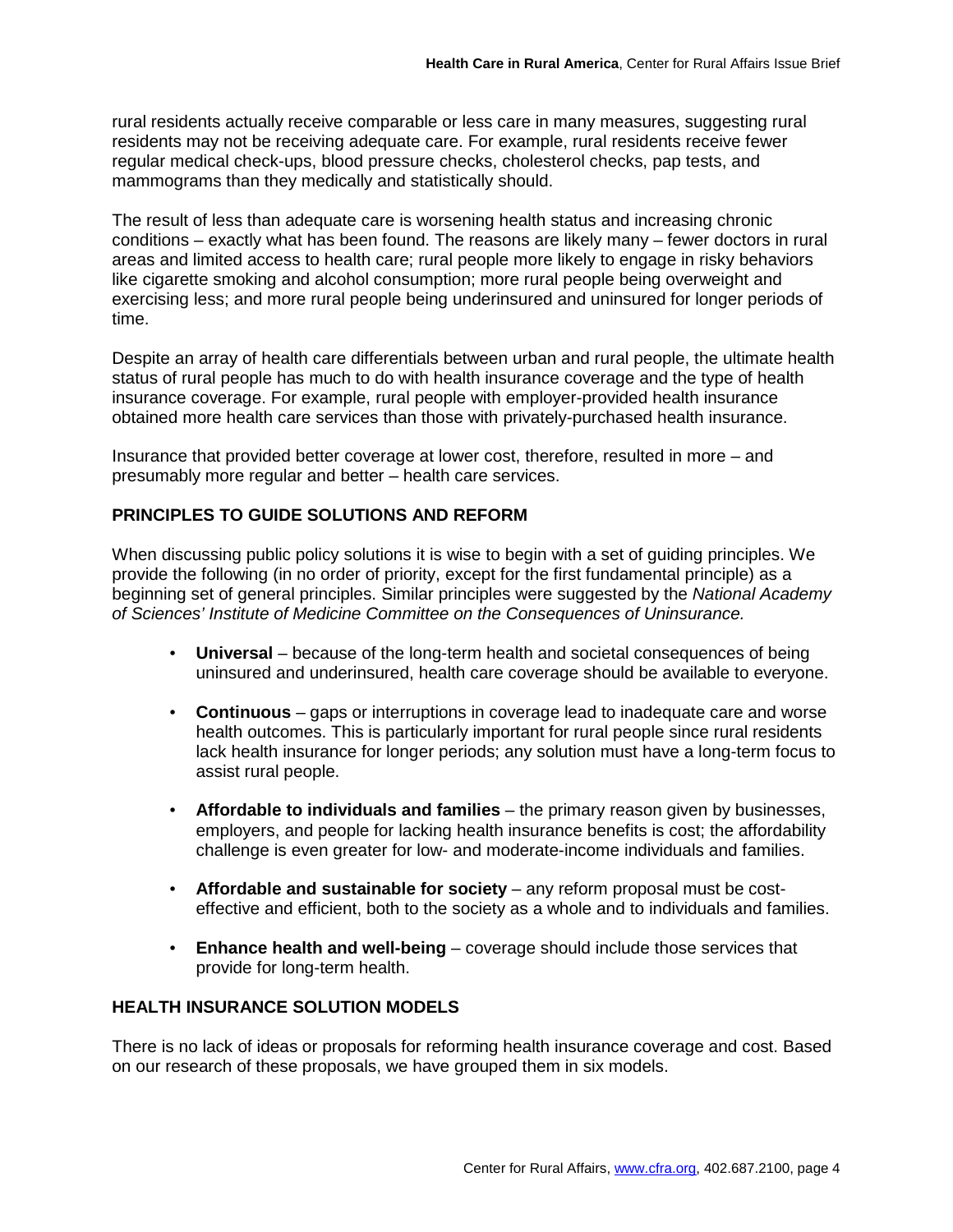rural residents actually receive comparable or less care in many measures, suggesting rural residents may not be receiving adequate care. For example, rural residents receive fewer regular medical check-ups, blood pressure checks, cholesterol checks, pap tests, and mammograms than they medically and statistically should.

The result of less than adequate care is worsening health status and increasing chronic conditions – exactly what has been found. The reasons are likely many – fewer doctors in rural areas and limited access to health care; rural people more likely to engage in risky behaviors like cigarette smoking and alcohol consumption; more rural people being overweight and exercising less; and more rural people being underinsured and uninsured for longer periods of time.

Despite an array of health care differentials between urban and rural people, the ultimate health status of rural people has much to do with health insurance coverage and the type of health insurance coverage. For example, rural people with employer-provided health insurance obtained more health care services than those with privately-purchased health insurance.

Insurance that provided better coverage at lower cost, therefore, resulted in more – and presumably more regular and better – health care services.

## PRINCIPLES TO GUIDE SOLUTIONS AND REFORM

When discussing public policy solutions it is wise to begin with a set of guiding principles. We provide the following (in no order of priority, except for the first fundamental principle) as a beginning set of general principles. Similar principles were suggested by the *National Academy of Sciences' Institute of Medicine Committee on the Consequences of Uninsurance.*

- **Universal** – because of the long-term health and societal consequences of being uninsured and underinsured, health care coverage should be available to everyone.
- **Continuous** – gaps or interruptions in coverage lead to inadequate care and worse health outcomes. This is particularly important for rural people since rural residents lack health insurance for longer periods; any solution must have a long-term focus to assist rural people.
- **Affordable to individuals and families** – the primary reason given by businesses, employers, and people for lacking health insurance benefits is cost; the affordability challenge is even greater for low- and moderate-income individuals and families.
- **Affordable and sustainable for society** – any reform proposal must be cost-effective and efficient, both to the society as a whole and to individuals and families.
- **Enhance health and well-being** – coverage should include those services that provide for long-term health.

## HEALTH INSURANCE SOLUTION MODELS

There is no lack of ideas or proposals for reforming health insurance coverage and cost. Based on our research of these proposals, we have grouped them in six models.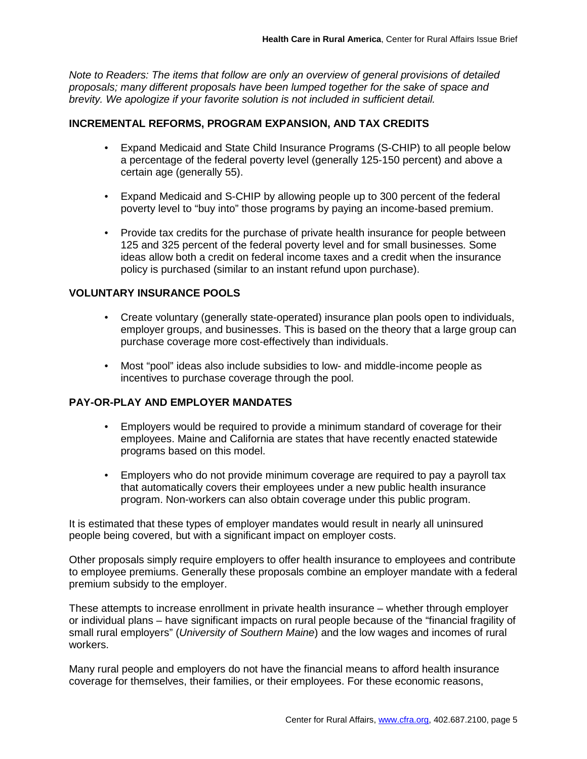*Note to Readers: The items that follow are only an overview of general provisions of detailed proposals; many different proposals have been lumped together for the sake of space and brevity. We apologize if your favorite solution is not included in sufficient detail.*

## INCREMENTAL REFORMS, PROGRAM EXPANSION, AND TAX CREDITS

- Expand Medicaid and State Child Insurance Programs (S-CHIP) to all people below a percentage of the federal poverty level (generally 125-150 percent) and above a certain age (generally 55).
- Expand Medicaid and S-CHIP by allowing people up to 300 percent of the federal poverty level to "buy into" those programs by paying an income-based premium.
- Provide tax credits for the purchase of private health insurance for people between 125 and 325 percent of the federal poverty level and for small businesses. Some ideas allow both a credit on federal income taxes and a credit when the insurance policy is purchased (similar to an instant refund upon purchase).

## VOLUNTARY INSURANCE POOLS

- Create voluntary (generally state-operated) insurance plan pools open to individuals, employer groups, and businesses. This is based on the theory that a large group can purchase coverage more cost-effectively than individuals.
- Most "pool" ideas also include subsidies to low- and middle-income people as incentives to purchase coverage through the pool.

## PAY-OR-PLAY AND EMPLOYER MANDATES

- Employers would be required to provide a minimum standard of coverage for their employees. Maine and California are states that have recently enacted statewide programs based on this model.
- Employers who do not provide minimum coverage are required to pay a payroll tax that automatically covers their employees under a new public health insurance program. Non-workers can also obtain coverage under this public program.

It is estimated that these types of employer mandates would result in nearly all uninsured people being covered, but with a significant impact on employer costs.

Other proposals simply require employers to offer health insurance to employees and contribute to employee premiums. Generally these proposals combine an employer mandate with a federal premium subsidy to the employer.

These attempts to increase enrollment in private health insurance – whether through employer or individual plans – have significant impacts on rural people because of the "financial fragility of small rural employers" (*University of Southern Maine*) and the low wages and incomes of rural workers.

Many rural people and employers do not have the financial means to afford health insurance coverage for themselves, their families, or their employees. For these economic reasons,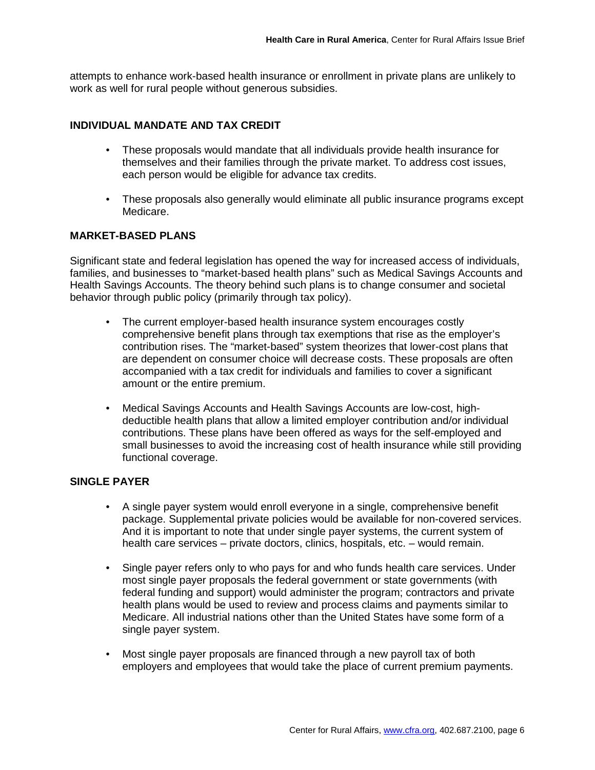attempts to enhance work-based health insurance or enrollment in private plans are unlikely to work as well for rural people without generous subsidies.

### INDIVIDUAL MANDATE AND TAX CREDIT

- These proposals would mandate that all individuals provide health insurance for themselves and their families through the private market. To address cost issues, each person would be eligible for advance tax credits.
- These proposals also generally would eliminate all public insurance programs except Medicare.

### MARKET-BASED PLANS

Significant state and federal legislation has opened the way for increased access of individuals, families, and businesses to "market-based health plans" such as Medical Savings Accounts and Health Savings Accounts. The theory behind such plans is to change consumer and societal behavior through public policy (primarily through tax policy).

- The current employer-based health insurance system encourages costly comprehensive benefit plans through tax exemptions that rise as the employer's contribution rises. The "market-based" system theorizes that lower-cost plans that are dependent on consumer choice will decrease costs. These proposals are often accompanied with a tax credit for individuals and families to cover a significant amount or the entire premium.
- Medical Savings Accounts and Health Savings Accounts are low-cost, high-deductible health plans that allow a limited employer contribution and/or individual contributions. These plans have been offered as ways for the self-employed and small businesses to avoid the increasing cost of health insurance while still providing functional coverage.

### SINGLE PAYER

- A single payer system would enroll everyone in a single, comprehensive benefit package. Supplemental private policies would be available for non-covered services. And it is important to note that under single payer systems, the current system of health care services – private doctors, clinics, hospitals, etc. – would remain.
- Single payer refers only to who pays for and who funds health care services. Under most single payer proposals the federal government or state governments (with federal funding and support) would administer the program; contractors and private health plans would be used to review and process claims and payments similar to Medicare. All industrial nations other than the United States have some form of a single payer system.
- Most single payer proposals are financed through a new payroll tax of both employers and employees that would take the place of current premium payments.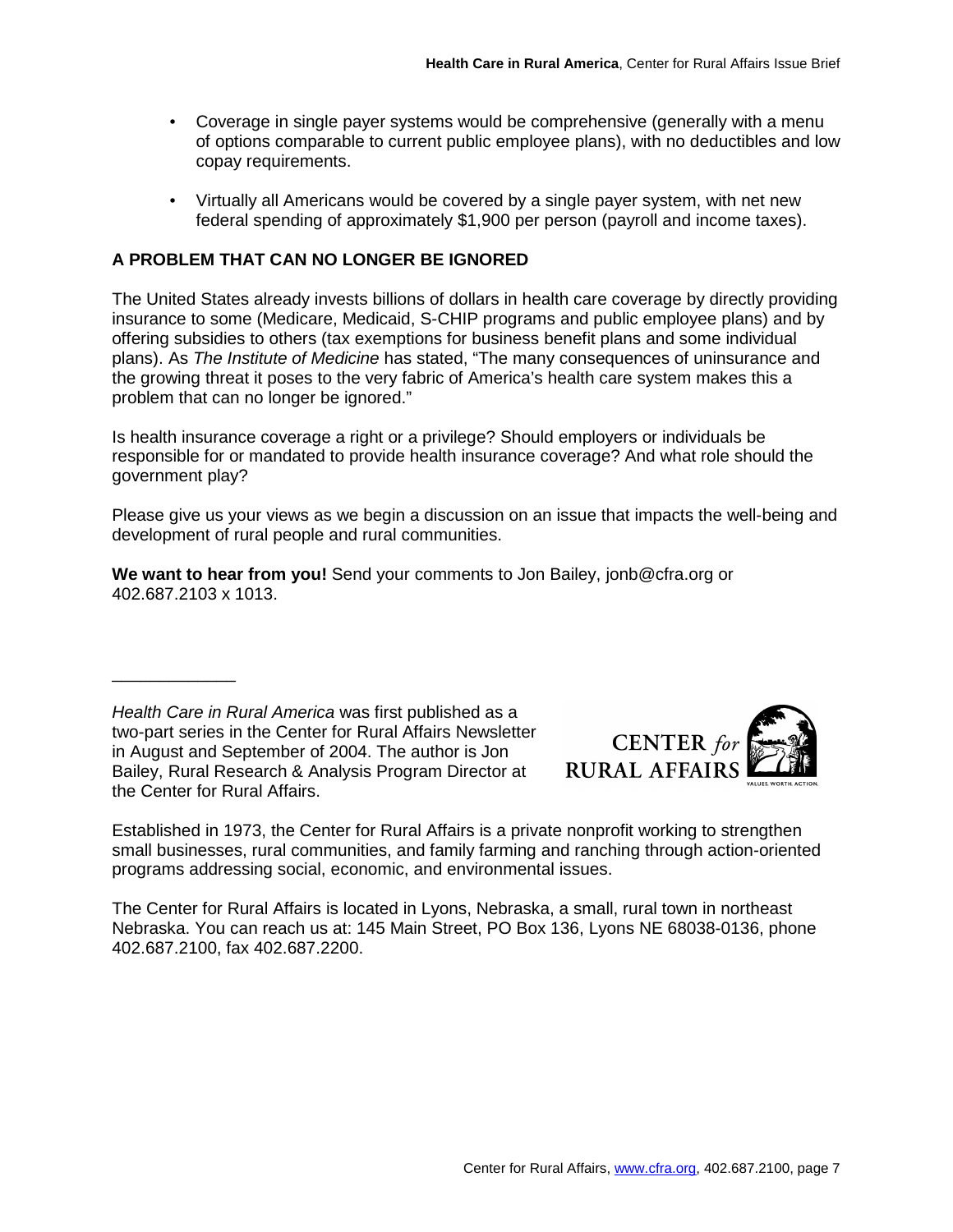- Coverage in single payer systems would be comprehensive (generally with a menu of options comparable to current public employee plans), with no deductibles and low copay requirements.
- Virtually all Americans would be covered by a single payer system, with net new federal spending of approximately $1,900 per person (payroll and income taxes).

## A PROBLEM THAT CAN NO LONGER BE IGNORED

The United States already invests billions of dollars in health care coverage by directly providing insurance to some (Medicare, Medicaid, S-CHIP programs and public employee plans) and by offering subsidies to others (tax exemptions for business benefit plans and some individual plans). As *The Institute of Medicine* has stated, "The many consequences of uninsurance and the growing threat it poses to the very fabric of America's health care system makes this a problem that can no longer be ignored."

Is health insurance coverage a right or a privilege? Should employers or individuals be responsible for or mandated to provide health insurance coverage? And what role should the government play?

Please give us your views as we begin a discussion on an issue that impacts the well-being and development of rural people and rural communities.

**We want to hear from you!** Send your comments to Jon Bailey, jonb@cfra.org or 402.687.2103 x 1013.

---

*Health Care in Rural America* was first published as a two-part series in the Center for Rural Affairs Newsletter in August and September of 2004. The author is Jon Bailey, Rural Research & Analysis Program Director at the Center for Rural Affairs.

CENTER *for* RURAL AFFAIRS
VALUES. WORTH. ACTION.

Established in 1973, the Center for Rural Affairs is a private nonprofit working to strengthen small businesses, rural communities, and family farming and ranching through action-oriented programs addressing social, economic, and environmental issues.

The Center for Rural Affairs is located in Lyons, Nebraska, a small, rural town in northeast Nebraska. You can reach us at: 145 Main Street, PO Box 136, Lyons NE 68038-0136, phone 402.687.2100, fax 402.687.2200.